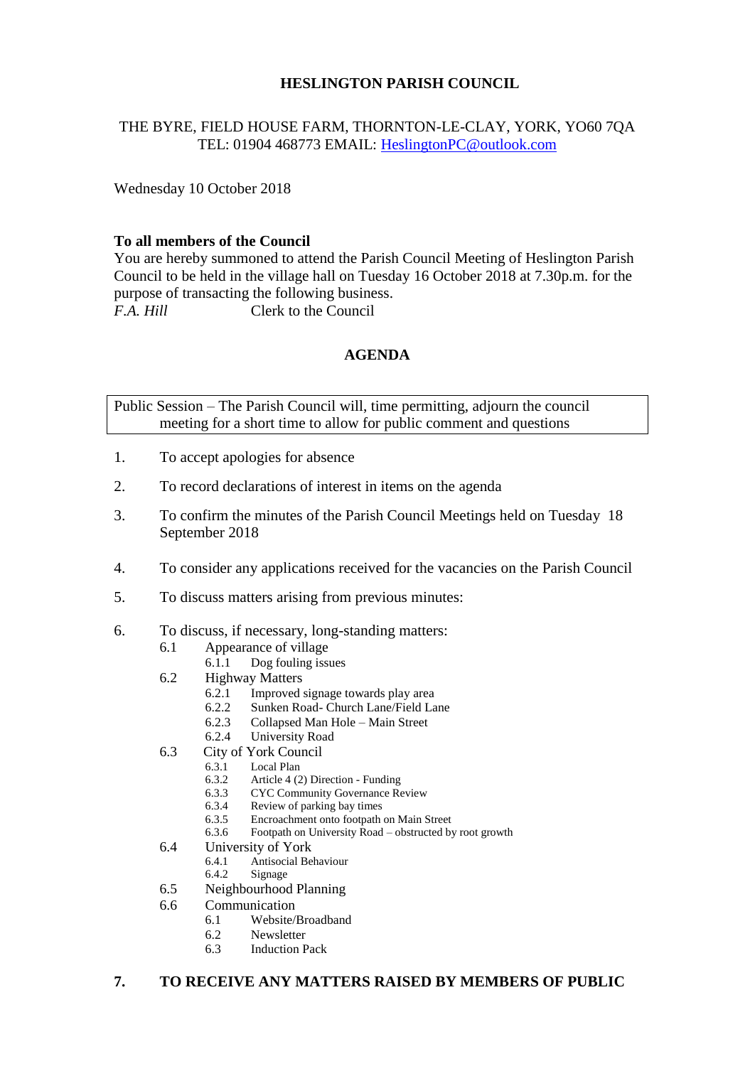# HESLINGTON PARISH COUNCIL

THE BYRE, FIELD HOUSE FARM, THORNTON-LE-CLAY, YORK, YO60 7QA
TEL: 01904 468773 EMAIL: HeslingtonPC@outlook.com

Wednesday 10 October 2018

**To all members of the Council**
You are hereby summoned to attend the Parish Council Meeting of Heslington Parish Council to be held in the village hall on Tuesday 16 October 2018 at 7.30p.m. for the purpose of transacting the following business.
*F.A. Hill* Clerk to the Council

## AGENDA

| Public Session – The Parish Council will, time permitting, adjourn the council meeting for a short time to allow for public comment and questions |
|---|

1. To accept apologies for absence
2. To record declarations of interest in items on the agenda
3. To confirm the minutes of the Parish Council Meetings held on Tuesday 18 September 2018
4. To consider any applications received for the vacancies on the Parish Council
5. To discuss matters arising from previous minutes:
6. To discuss, if necessary, long-standing matters:
   - 6.1 Appearance of village
     - 6.1.1 Dog fouling issues
   - 6.2 Highway Matters
     - 6.2.1 Improved signage towards play area
     - 6.2.2 Sunken Road- Church Lane/Field Lane
     - 6.2.3 Collapsed Man Hole – Main Street
     - 6.2.4 University Road
   - 6.3 City of York Council
     - 6.3.1 Local Plan
     - 6.3.2 Article 4 (2) Direction - Funding
     - 6.3.3 CYC Community Governance Review
     - 6.3.4 Review of parking bay times
     - 6.3.5 Encroachment onto footpath on Main Street
     - 6.3.6 Footpath on University Road – obstructed by root growth
   - 6.4 University of York
     - 6.4.1 Antisocial Behaviour
     - 6.4.2 Signage
   - 6.5 Neighbourhood Planning
   - 6.6 Communication
     - 6.1 Website/Broadband
     - 6.2 Newsletter
     - 6.3 Induction Pack

**7. TO RECEIVE ANY MATTERS RAISED BY MEMBERS OF PUBLIC**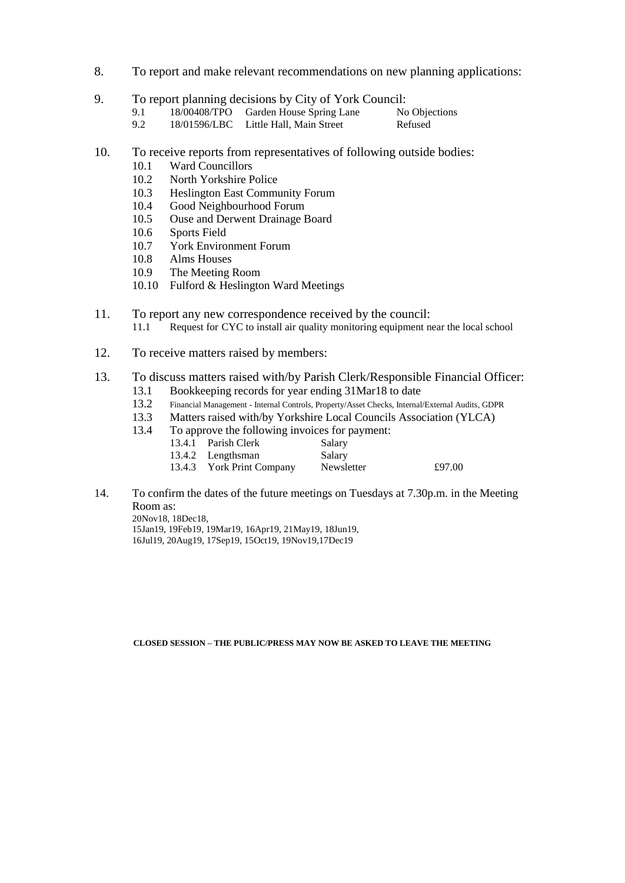8. To report and make relevant recommendations on new planning applications:

9. To report planning decisions by City of York Council:

| | | | |
|---|---|---|---|
| 9.1 | 18/00408/TPO | Garden House Spring Lane | No Objections |
| 9.2 | 18/01596/LBC | Little Hall, Main Street | Refused |

10. To receive reports from representatives of following outside bodies:
    - 10.1 Ward Councillors
    - 10.2 North Yorkshire Police
    - 10.3 Heslington East Community Forum
    - 10.4 Good Neighbourhood Forum
    - 10.5 Ouse and Derwent Drainage Board
    - 10.6 Sports Field
    - 10.7 York Environment Forum
    - 10.8 Alms Houses
    - 10.9 The Meeting Room
    - 10.10 Fulford & Heslington Ward Meetings

11. To report any new correspondence received by the council:
    - 11.1 Request for CYC to install air quality monitoring equipment near the local school

12. To receive matters raised by members:

13. To discuss matters raised with/by Parish Clerk/Responsible Financial Officer:
    - 13.1 Bookkeeping records for year ending 31Mar18 to date
    - 13.2 Financial Management - Internal Controls, Property/Asset Checks, Internal/External Audits, GDPR
    - 13.3 Matters raised with/by Yorkshire Local Councils Association (YLCA)
    - 13.4 To approve the following invoices for payment:

| | | | |
|---|---|---|---|
| 13.4.1 | Parish Clerk | Salary | |
| 13.4.2 | Lengthsman | Salary | |
| 13.4.3 | York Print Company | Newsletter | £97.00 |

14. To confirm the dates of the future meetings on Tuesdays at 7.30p.m. in the Meeting Room as:
    20Nov18, 18Dec18,
    15Jan19, 19Feb19, 19Mar19, 16Apr19, 21May19, 18Jun19,
    16Jul19, 20Aug19, 17Sep19, 15Oct19, 19Nov19,17Dec19

**CLOSED SESSION – THE PUBLIC/PRESS MAY NOW BE ASKED TO LEAVE THE MEETING**